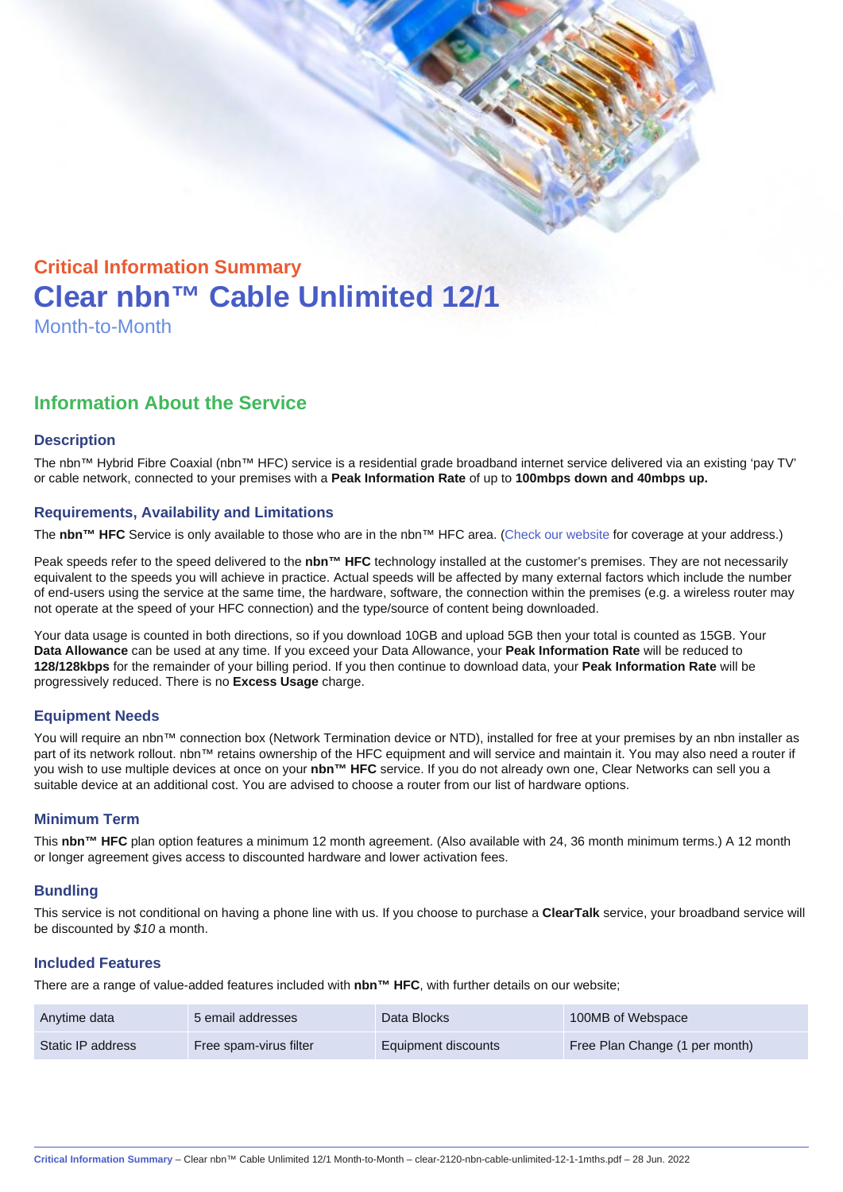## Critical Information Summary

# Clear nbn™ Cable Unlimited 12/1

Month-to-Month

## Information About the Service

### Description

The nbn™ Hybrid Fibre Coaxial (nbn™ HFC) service is a residential grade broadband internet service delivered via an existing 'pay TV' or cable network, connected to your premises with a **Peak Information Rate** of up to **100mbps down and 40mbps up.**

### Requirements, Availability and Limitations

The **nbn™ HFC** Service is only available to those who are in the nbn™ HFC area. (Check our website for coverage at your address.)

Peak speeds refer to the speed delivered to the **nbn™ HFC** technology installed at the customer's premises. They are not necessarily equivalent to the speeds you will achieve in practice. Actual speeds will be affected by many external factors which include the number of end-users using the service at the same time, the hardware, software, the connection within the premises (e.g. a wireless router may not operate at the speed of your HFC connection) and the type/source of content being downloaded.

Your data usage is counted in both directions, so if you download 10GB and upload 5GB then your total is counted as 15GB. Your **Data Allowance** can be used at any time. If you exceed your Data Allowance, your **Peak Information Rate** will be reduced to **128/128kbps** for the remainder of your billing period. If you then continue to download data, your **Peak Information Rate** will be progressively reduced. There is no **Excess Usage** charge.

### Equipment Needs

You will require an nbn™ connection box (Network Termination device or NTD), installed for free at your premises by an nbn installer as part of its network rollout. nbn™ retains ownership of the HFC equipment and will service and maintain it. You may also need a router if you wish to use multiple devices at once on your **nbn™ HFC** service. If you do not already own one, Clear Networks can sell you a suitable device at an additional cost. You are advised to choose a router from our list of hardware options.

### Minimum Term

This **nbn™ HFC** plan option features a minimum 12 month agreement. (Also available with 24, 36 month minimum terms.) A 12 month or longer agreement gives access to discounted hardware and lower activation fees.

### Bundling

This service is not conditional on having a phone line with us. If you choose to purchase a **ClearTalk** service, your broadband service will be discounted by *$10* a month.

### Included Features

There are a range of value-added features included with **nbn™ HFC**, with further details on our website;

| | | | |
|---|---|---|---|
| Anytime data | 5 email addresses | Data Blocks | 100MB of Webspace |
| Static IP address | Free spam-virus filter | Equipment discounts | Free Plan Change (1 per month) |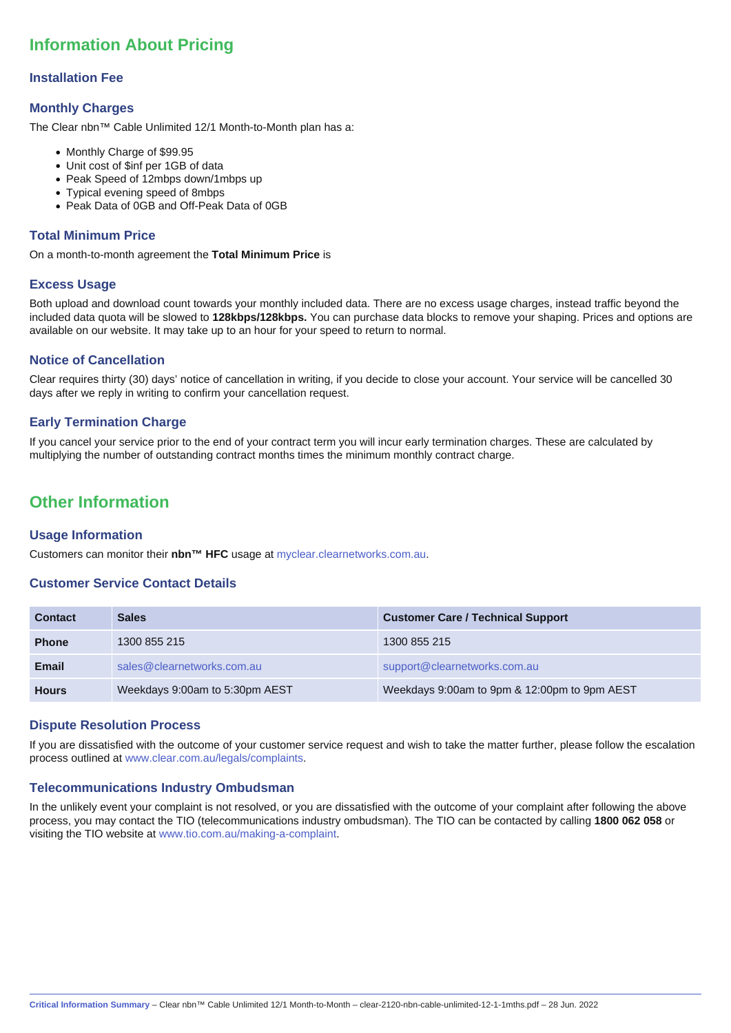# Information About Pricing

## Installation Fee

## Monthly Charges

The Clear nbn™ Cable Unlimited 12/1 Month-to-Month plan has a:

- Monthly Charge of $99.95
- Unit cost of $inf per 1GB of data
- Peak Speed of 12mbps down/1mbps up
- Typical evening speed of 8mbps
- Peak Data of 0GB and Off-Peak Data of 0GB

## Total Minimum Price

On a month-to-month agreement the **Total Minimum Price** is

## Excess Usage

Both upload and download count towards your monthly included data. There are no excess usage charges, instead traffic beyond the included data quota will be slowed to **128kbps/128kbps.** You can purchase data blocks to remove your shaping. Prices and options are available on our website. It may take up to an hour for your speed to return to normal.

## Notice of Cancellation

Clear requires thirty (30) days' notice of cancellation in writing, if you decide to close your account. Your service will be cancelled 30 days after we reply in writing to confirm your cancellation request.

## Early Termination Charge

If you cancel your service prior to the end of your contract term you will incur early termination charges. These are calculated by multiplying the number of outstanding contract months times the minimum monthly contract charge.

# Other Information

## Usage Information

Customers can monitor their **nbn™ HFC** usage at myclear.clearnetworks.com.au.

## Customer Service Contact Details

| Contact | Sales | Customer Care / Technical Support |
|---|---|---|
| **Phone** | 1300 855 215 | 1300 855 215 |
| **Email** | sales@clearnetworks.com.au | support@clearnetworks.com.au |
| **Hours** | Weekdays 9:00am to 5:30pm AEST | Weekdays 9:00am to 9pm & 12:00pm to 9pm AEST |

## Dispute Resolution Process

If you are dissatisfied with the outcome of your customer service request and wish to take the matter further, please follow the escalation process outlined at www.clear.com.au/legals/complaints.

## Telecommunications Industry Ombudsman

In the unlikely event your complaint is not resolved, or you are dissatisfied with the outcome of your complaint after following the above process, you may contact the TIO (telecommunications industry ombudsman). The TIO can be contacted by calling **1800 062 058** or visiting the TIO website at www.tio.com.au/making-a-complaint.